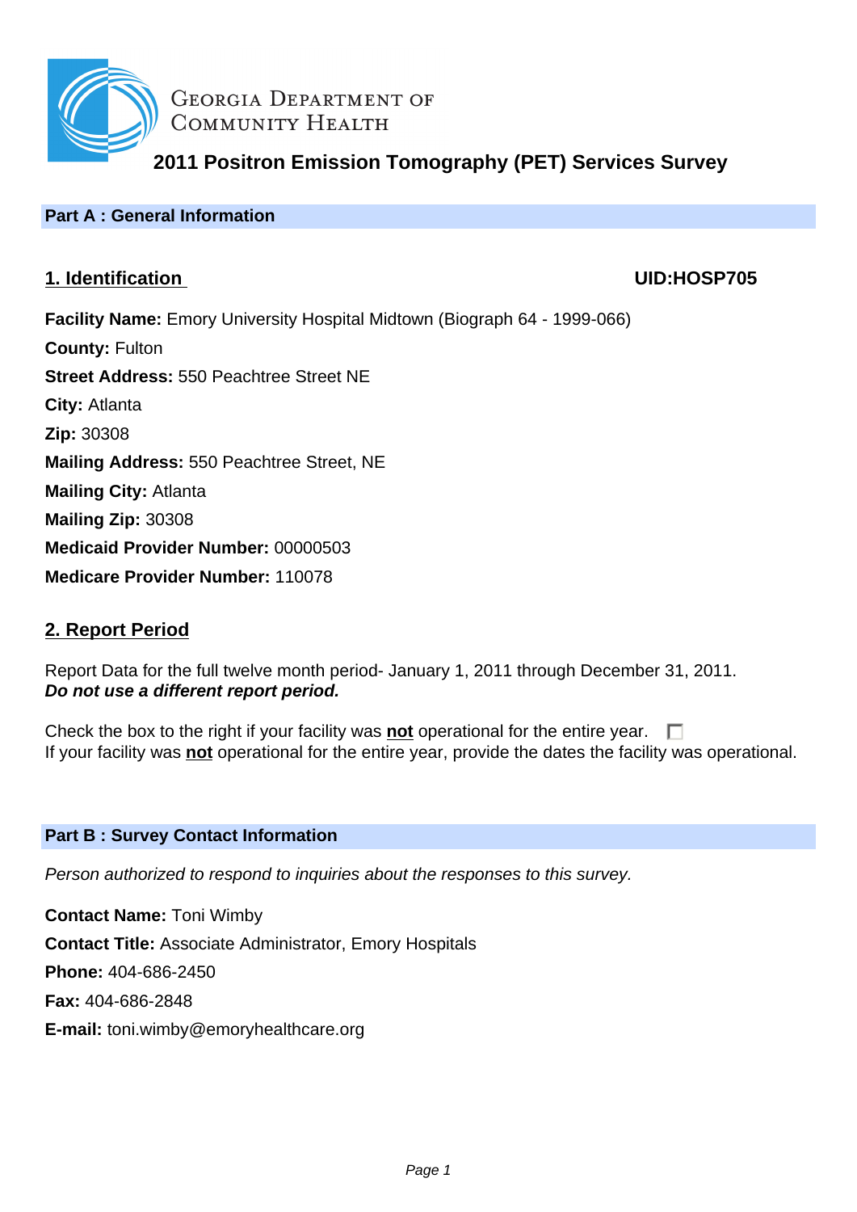Georgia Department of Community Health

# 2011 Positron Emission Tomography (PET) Services Survey

## Part A : General Information

### 1. Identification

**UID:HOSP705**

**Facility Name:** Emory University Hospital Midtown (Biograph 64 - 1999-066)
**County:** Fulton
**Street Address:** 550 Peachtree Street NE
**City:** Atlanta
**Zip:** 30308
**Mailing Address:** 550 Peachtree Street, NE
**Mailing City:** Atlanta
**Mailing Zip:** 30308
**Medicaid Provider Number:** 00000503
**Medicare Provider Number:** 110078

### 2. Report Period

Report Data for the full twelve month period- January 1, 2011 through December 31, 2011.
***Do not use a different report period.***

Check the box to the right if your facility was **not** operational for the entire year. ☐
If your facility was **not** operational for the entire year, provide the dates the facility was operational.

## Part B : Survey Contact Information

*Person authorized to respond to inquiries about the responses to this survey.*

**Contact Name:** Toni Wimby
**Contact Title:** Associate Administrator, Emory Hospitals
**Phone:** 404-686-2450
**Fax:** 404-686-2848
**E-mail:** toni.wimby@emoryhealthcare.org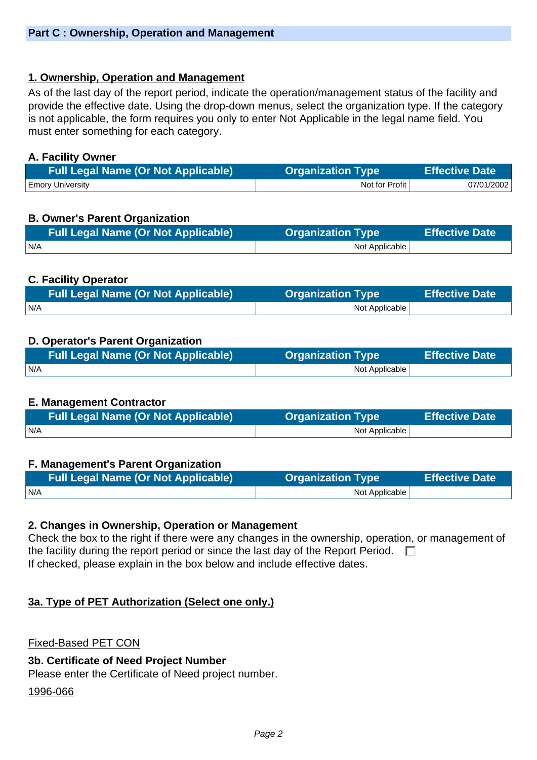## Part C : Ownership, Operation and Management

### 1. Ownership, Operation and Management

As of the last day of the report period, indicate the operation/management status of the facility and provide the effective date. Using the drop-down menus, select the organization type. If the category is not applicable, the form requires you only to enter Not Applicable in the legal name field. You must enter something for each category.

**A. Facility Owner**

| Full Legal Name (Or Not Applicable) | Organization Type | Effective Date |
|---|---|---|
| Emory University | Not for Profit | 07/01/2002 |

**B. Owner's Parent Organization**

| Full Legal Name (Or Not Applicable) | Organization Type | Effective Date |
|---|---|---|
| N/A | Not Applicable | |

**C. Facility Operator**

| Full Legal Name (Or Not Applicable) | Organization Type | Effective Date |
|---|---|---|
| N/A | Not Applicable | |

**D. Operator's Parent Organization**

| Full Legal Name (Or Not Applicable) | Organization Type | Effective Date |
|---|---|---|
| N/A | Not Applicable | |

**E. Management Contractor**

| Full Legal Name (Or Not Applicable) | Organization Type | Effective Date |
|---|---|---|
| N/A | Not Applicable | |

**F. Management's Parent Organization**

| Full Legal Name (Or Not Applicable) | Organization Type | Effective Date |
|---|---|---|
| N/A | Not Applicable | |

**2. Changes in Ownership, Operation or Management**

Check the box to the right if there were any changes in the ownership, operation, or management of the facility during the report period or since the last day of the Report Period. ☐
If checked, please explain in the box below and include effective dates.

### 3a. Type of PET Authorization (Select one only.)

Fixed-Based PET CON

### 3b. Certificate of Need Project Number

Please enter the Certificate of Need project number.

1996-066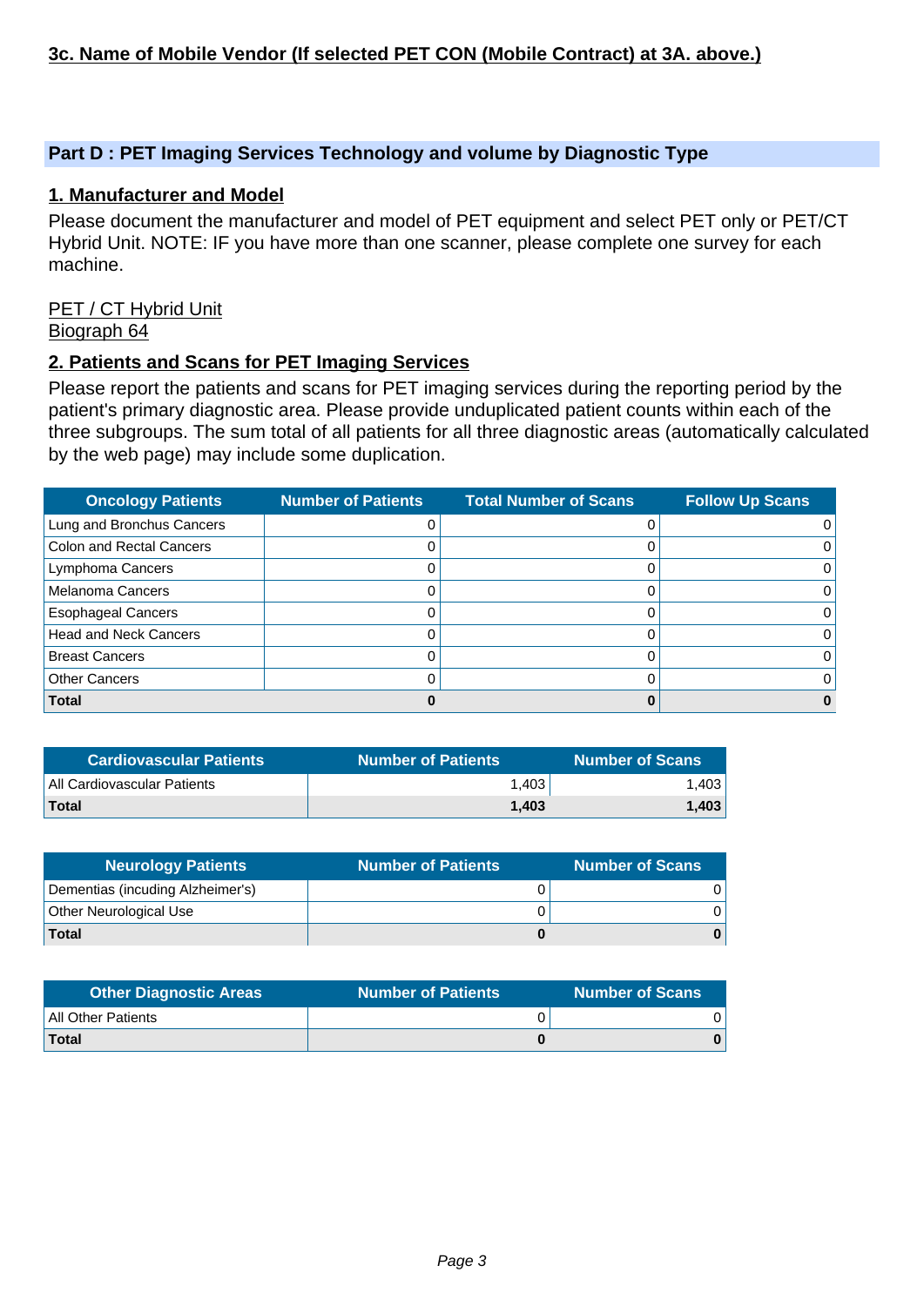**3c. Name of Mobile Vendor (If selected PET CON (Mobile Contract) at 3A. above.)**

## Part D : PET Imaging Services Technology and volume by Diagnostic Type

### 1. Manufacturer and Model

Please document the manufacturer and model of PET equipment and select PET only or PET/CT Hybrid Unit. NOTE: IF you have more than one scanner, please complete one survey for each machine.

PET / CT Hybrid Unit
Biograph 64

### 2. Patients and Scans for PET Imaging Services

Please report the patients and scans for PET imaging services during the reporting period by the patient's primary diagnostic area. Please provide unduplicated patient counts within each of the three subgroups. The sum total of all patients for all three diagnostic areas (automatically calculated by the web page) may include some duplication.

| Oncology Patients | Number of Patients | Total Number of Scans | Follow Up Scans |
|---|---|---|---|
| Lung and Bronchus Cancers | 0 | 0 | 0 |
| Colon and Rectal Cancers | 0 | 0 | 0 |
| Lymphoma Cancers | 0 | 0 | 0 |
| Melanoma Cancers | 0 | 0 | 0 |
| Esophageal Cancers | 0 | 0 | 0 |
| Head and Neck Cancers | 0 | 0 | 0 |
| Breast Cancers | 0 | 0 | 0 |
| Other Cancers | 0 | 0 | 0 |
| **Total** | **0** | **0** | **0** |

| Cardiovascular Patients | Number of Patients | Number of Scans |
|---|---|---|
| All Cardiovascular Patients | 1,403 | 1,403 |
| **Total** | **1,403** | **1,403** |

| Neurology Patients | Number of Patients | Number of Scans |
|---|---|---|
| Dementias (incuding Alzheimer's) | 0 | 0 |
| Other Neurological Use | 0 | 0 |
| **Total** | **0** | **0** |

| Other Diagnostic Areas | Number of Patients | Number of Scans |
|---|---|---|
| All Other Patients | 0 | 0 |
| **Total** | **0** | **0** |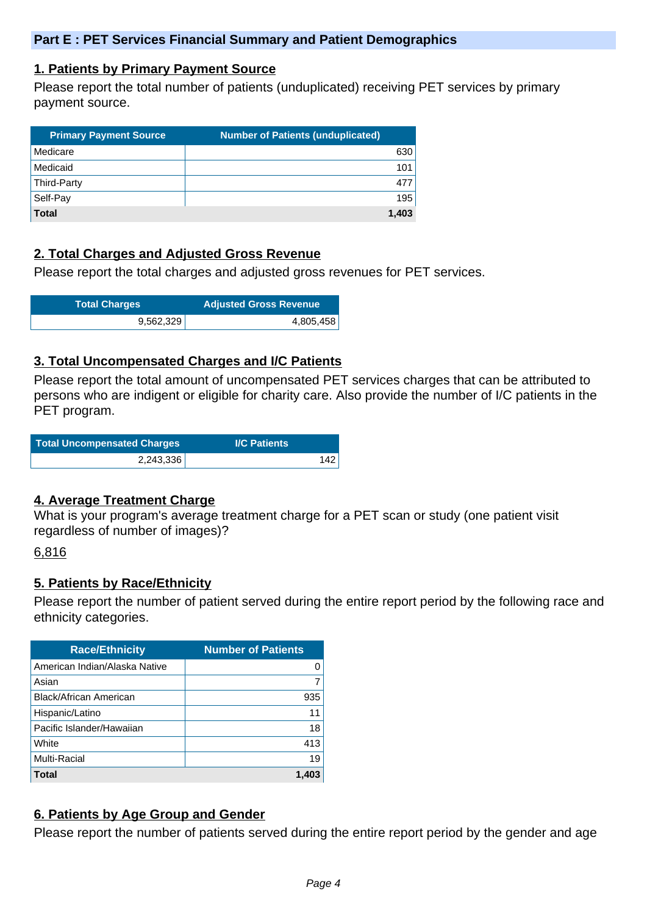## Part E : PET Services Financial Summary and Patient Demographics

### 1. Patients by Primary Payment Source

Please report the total number of patients (unduplicated) receiving PET services by primary payment source.

| Primary Payment Source | Number of Patients (unduplicated) |
| --- | ---: |
| Medicare | 630 |
| Medicaid | 101 |
| Third-Party | 477 |
| Self-Pay | 195 |
| **Total** | **1,403** |

### 2. Total Charges and Adjusted Gross Revenue

Please report the total charges and adjusted gross revenues for PET services.

| Total Charges | Adjusted Gross Revenue |
| ---: | ---: |
| 9,562,329 | 4,805,458 |

### 3. Total Uncompensated Charges and I/C Patients

Please report the total amount of uncompensated PET services charges that can be attributed to persons who are indigent or eligible for charity care. Also provide the number of I/C patients in the PET program.

| Total Uncompensated Charges | I/C Patients |
| ---: | ---: |
| 2,243,336 | 142 |

### 4. Average Treatment Charge

What is your program's average treatment charge for a PET scan or study (one patient visit regardless of number of images)?

6,816

### 5. Patients by Race/Ethnicity

Please report the number of patient served during the entire report period by the following race and ethnicity categories.

| Race/Ethnicity | Number of Patients |
| --- | ---: |
| American Indian/Alaska Native | 0 |
| Asian | 7 |
| Black/African American | 935 |
| Hispanic/Latino | 11 |
| Pacific Islander/Hawaiian | 18 |
| White | 413 |
| Multi-Racial | 19 |
| **Total** | **1,403** |

### 6. Patients by Age Group and Gender

Please report the number of patients served during the entire report period by the gender and age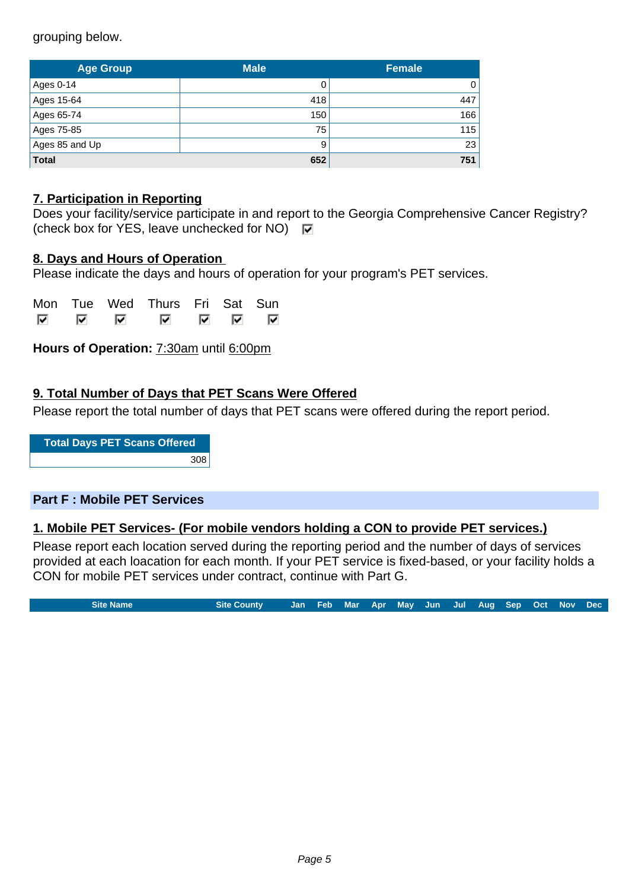grouping below.

| Age Group | Male | Female |
|---|---|---|
| Ages 0-14 | 0 | 0 |
| Ages 15-64 | 418 | 447 |
| Ages 65-74 | 150 | 166 |
| Ages 75-85 | 75 | 115 |
| Ages 85 and Up | 9 | 23 |
| **Total** | **652** | **751** |

**7. Participation in Reporting**

Does your facility/service participate in and report to the Georgia Comprehensive Cancer Registry? (check box for YES, leave unchecked for NO) ☑

**8. Days and Hours of Operation**

Please indicate the days and hours of operation for your program's PET services.

| Mon | Tue | Wed | Thurs | Fri | Sat | Sun |
|---|---|---|---|---|---|---|
| ☑ | ☑ | ☑ | ☑ | ☑ | ☑ | ☑ |

**Hours of Operation:** 7:30am until 6:00pm

**9. Total Number of Days that PET Scans Were Offered**

Please report the total number of days that PET scans were offered during the report period.

| Total Days PET Scans Offered |
|---|
| 308 |

## Part F : Mobile PET Services

**1. Mobile PET Services- (For mobile vendors holding a CON to provide PET services.)**

Please report each location served during the reporting period and the number of days of services provided at each loacation for each month. If your PET service is fixed-based, or your facility holds a CON for mobile PET services under contract, continue with Part G.

| Site Name | Site County | Jan | Feb | Mar | Apr | May | Jun | Jul | Aug | Sep | Oct | Nov | Dec |
|---|---|---|---|---|---|---|---|---|---|---|---|---|---|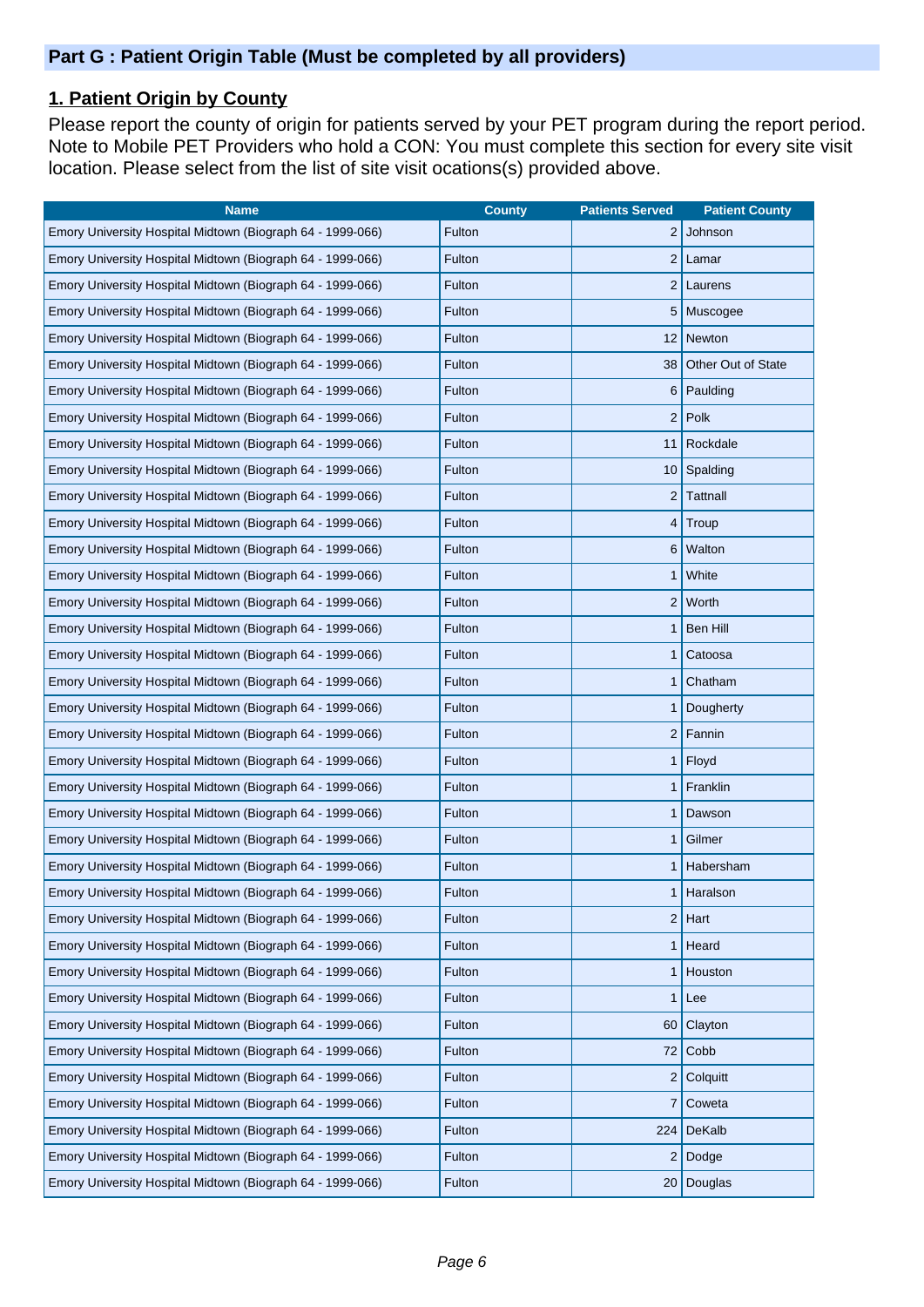## Part G : Patient Origin Table (Must be completed by all providers)

### 1. Patient Origin by County

Please report the county of origin for patients served by your PET program during the report period. Note to Mobile PET Providers who hold a CON: You must complete this section for every site visit location. Please select from the list of site visit ocations(s) provided above.

| Name | County | Patients Served | Patient County |
|---|---|---|---|
| Emory University Hospital Midtown (Biograph 64 - 1999-066) | Fulton | 2 | Johnson |
| Emory University Hospital Midtown (Biograph 64 - 1999-066) | Fulton | 2 | Lamar |
| Emory University Hospital Midtown (Biograph 64 - 1999-066) | Fulton | 2 | Laurens |
| Emory University Hospital Midtown (Biograph 64 - 1999-066) | Fulton | 5 | Muscogee |
| Emory University Hospital Midtown (Biograph 64 - 1999-066) | Fulton | 12 | Newton |
| Emory University Hospital Midtown (Biograph 64 - 1999-066) | Fulton | 38 | Other Out of State |
| Emory University Hospital Midtown (Biograph 64 - 1999-066) | Fulton | 6 | Paulding |
| Emory University Hospital Midtown (Biograph 64 - 1999-066) | Fulton | 2 | Polk |
| Emory University Hospital Midtown (Biograph 64 - 1999-066) | Fulton | 11 | Rockdale |
| Emory University Hospital Midtown (Biograph 64 - 1999-066) | Fulton | 10 | Spalding |
| Emory University Hospital Midtown (Biograph 64 - 1999-066) | Fulton | 2 | Tattnall |
| Emory University Hospital Midtown (Biograph 64 - 1999-066) | Fulton | 4 | Troup |
| Emory University Hospital Midtown (Biograph 64 - 1999-066) | Fulton | 6 | Walton |
| Emory University Hospital Midtown (Biograph 64 - 1999-066) | Fulton | 1 | White |
| Emory University Hospital Midtown (Biograph 64 - 1999-066) | Fulton | 2 | Worth |
| Emory University Hospital Midtown (Biograph 64 - 1999-066) | Fulton | 1 | Ben Hill |
| Emory University Hospital Midtown (Biograph 64 - 1999-066) | Fulton | 1 | Catoosa |
| Emory University Hospital Midtown (Biograph 64 - 1999-066) | Fulton | 1 | Chatham |
| Emory University Hospital Midtown (Biograph 64 - 1999-066) | Fulton | 1 | Dougherty |
| Emory University Hospital Midtown (Biograph 64 - 1999-066) | Fulton | 2 | Fannin |
| Emory University Hospital Midtown (Biograph 64 - 1999-066) | Fulton | 1 | Floyd |
| Emory University Hospital Midtown (Biograph 64 - 1999-066) | Fulton | 1 | Franklin |
| Emory University Hospital Midtown (Biograph 64 - 1999-066) | Fulton | 1 | Dawson |
| Emory University Hospital Midtown (Biograph 64 - 1999-066) | Fulton | 1 | Gilmer |
| Emory University Hospital Midtown (Biograph 64 - 1999-066) | Fulton | 1 | Habersham |
| Emory University Hospital Midtown (Biograph 64 - 1999-066) | Fulton | 1 | Haralson |
| Emory University Hospital Midtown (Biograph 64 - 1999-066) | Fulton | 2 | Hart |
| Emory University Hospital Midtown (Biograph 64 - 1999-066) | Fulton | 1 | Heard |
| Emory University Hospital Midtown (Biograph 64 - 1999-066) | Fulton | 1 | Houston |
| Emory University Hospital Midtown (Biograph 64 - 1999-066) | Fulton | 1 | Lee |
| Emory University Hospital Midtown (Biograph 64 - 1999-066) | Fulton | 60 | Clayton |
| Emory University Hospital Midtown (Biograph 64 - 1999-066) | Fulton | 72 | Cobb |
| Emory University Hospital Midtown (Biograph 64 - 1999-066) | Fulton | 2 | Colquitt |
| Emory University Hospital Midtown (Biograph 64 - 1999-066) | Fulton | 7 | Coweta |
| Emory University Hospital Midtown (Biograph 64 - 1999-066) | Fulton | 224 | DeKalb |
| Emory University Hospital Midtown (Biograph 64 - 1999-066) | Fulton | 2 | Dodge |
| Emory University Hospital Midtown (Biograph 64 - 1999-066) | Fulton | 20 | Douglas |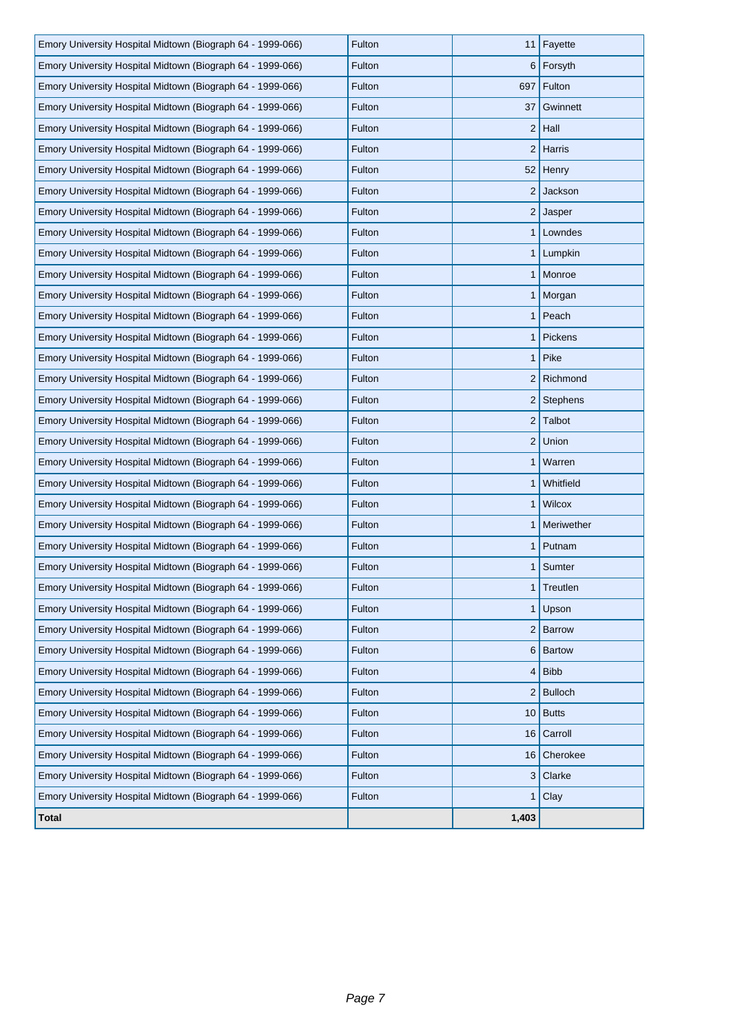| | | | |
|---|---|---|---|
| Emory University Hospital Midtown (Biograph 64 - 1999-066) | Fulton | 11 | Fayette |
| Emory University Hospital Midtown (Biograph 64 - 1999-066) | Fulton | 6 | Forsyth |
| Emory University Hospital Midtown (Biograph 64 - 1999-066) | Fulton | 697 | Fulton |
| Emory University Hospital Midtown (Biograph 64 - 1999-066) | Fulton | 37 | Gwinnett |
| Emory University Hospital Midtown (Biograph 64 - 1999-066) | Fulton | 2 | Hall |
| Emory University Hospital Midtown (Biograph 64 - 1999-066) | Fulton | 2 | Harris |
| Emory University Hospital Midtown (Biograph 64 - 1999-066) | Fulton | 52 | Henry |
| Emory University Hospital Midtown (Biograph 64 - 1999-066) | Fulton | 2 | Jackson |
| Emory University Hospital Midtown (Biograph 64 - 1999-066) | Fulton | 2 | Jasper |
| Emory University Hospital Midtown (Biograph 64 - 1999-066) | Fulton | 1 | Lowndes |
| Emory University Hospital Midtown (Biograph 64 - 1999-066) | Fulton | 1 | Lumpkin |
| Emory University Hospital Midtown (Biograph 64 - 1999-066) | Fulton | 1 | Monroe |
| Emory University Hospital Midtown (Biograph 64 - 1999-066) | Fulton | 1 | Morgan |
| Emory University Hospital Midtown (Biograph 64 - 1999-066) | Fulton | 1 | Peach |
| Emory University Hospital Midtown (Biograph 64 - 1999-066) | Fulton | 1 | Pickens |
| Emory University Hospital Midtown (Biograph 64 - 1999-066) | Fulton | 1 | Pike |
| Emory University Hospital Midtown (Biograph 64 - 1999-066) | Fulton | 2 | Richmond |
| Emory University Hospital Midtown (Biograph 64 - 1999-066) | Fulton | 2 | Stephens |
| Emory University Hospital Midtown (Biograph 64 - 1999-066) | Fulton | 2 | Talbot |
| Emory University Hospital Midtown (Biograph 64 - 1999-066) | Fulton | 2 | Union |
| Emory University Hospital Midtown (Biograph 64 - 1999-066) | Fulton | 1 | Warren |
| Emory University Hospital Midtown (Biograph 64 - 1999-066) | Fulton | 1 | Whitfield |
| Emory University Hospital Midtown (Biograph 64 - 1999-066) | Fulton | 1 | Wilcox |
| Emory University Hospital Midtown (Biograph 64 - 1999-066) | Fulton | 1 | Meriwether |
| Emory University Hospital Midtown (Biograph 64 - 1999-066) | Fulton | 1 | Putnam |
| Emory University Hospital Midtown (Biograph 64 - 1999-066) | Fulton | 1 | Sumter |
| Emory University Hospital Midtown (Biograph 64 - 1999-066) | Fulton | 1 | Treutlen |
| Emory University Hospital Midtown (Biograph 64 - 1999-066) | Fulton | 1 | Upson |
| Emory University Hospital Midtown (Biograph 64 - 1999-066) | Fulton | 2 | Barrow |
| Emory University Hospital Midtown (Biograph 64 - 1999-066) | Fulton | 6 | Bartow |
| Emory University Hospital Midtown (Biograph 64 - 1999-066) | Fulton | 4 | Bibb |
| Emory University Hospital Midtown (Biograph 64 - 1999-066) | Fulton | 2 | Bulloch |
| Emory University Hospital Midtown (Biograph 64 - 1999-066) | Fulton | 10 | Butts |
| Emory University Hospital Midtown (Biograph 64 - 1999-066) | Fulton | 16 | Carroll |
| Emory University Hospital Midtown (Biograph 64 - 1999-066) | Fulton | 16 | Cherokee |
| Emory University Hospital Midtown (Biograph 64 - 1999-066) | Fulton | 3 | Clarke |
| Emory University Hospital Midtown (Biograph 64 - 1999-066) | Fulton | 1 | Clay |
| **Total** | | **1,403** | |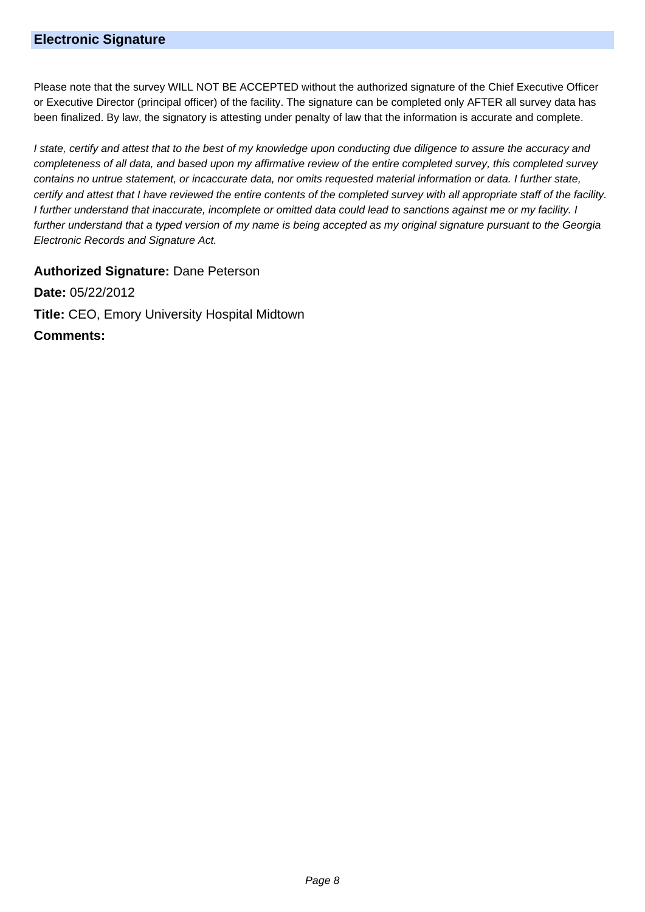## Electronic Signature

Please note that the survey WILL NOT BE ACCEPTED without the authorized signature of the Chief Executive Officer or Executive Director (principal officer) of the facility. The signature can be completed only AFTER all survey data has been finalized. By law, the signatory is attesting under penalty of law that the information is accurate and complete.

*I state, certify and attest that to the best of my knowledge upon conducting due diligence to assure the accuracy and completeness of all data, and based upon my affirmative review of the entire completed survey, this completed survey contains no untrue statement, or incaccurate data, nor omits requested material information or data. I further state, certify and attest that I have reviewed the entire contents of the completed survey with all appropriate staff of the facility. I further understand that inaccurate, incomplete or omitted data could lead to sanctions against me or my facility. I further understand that a typed version of my name is being accepted as my original signature pursuant to the Georgia Electronic Records and Signature Act.*

**Authorized Signature:** Dane Peterson

**Date:** 05/22/2012

**Title:** CEO, Emory University Hospital Midtown

**Comments:**